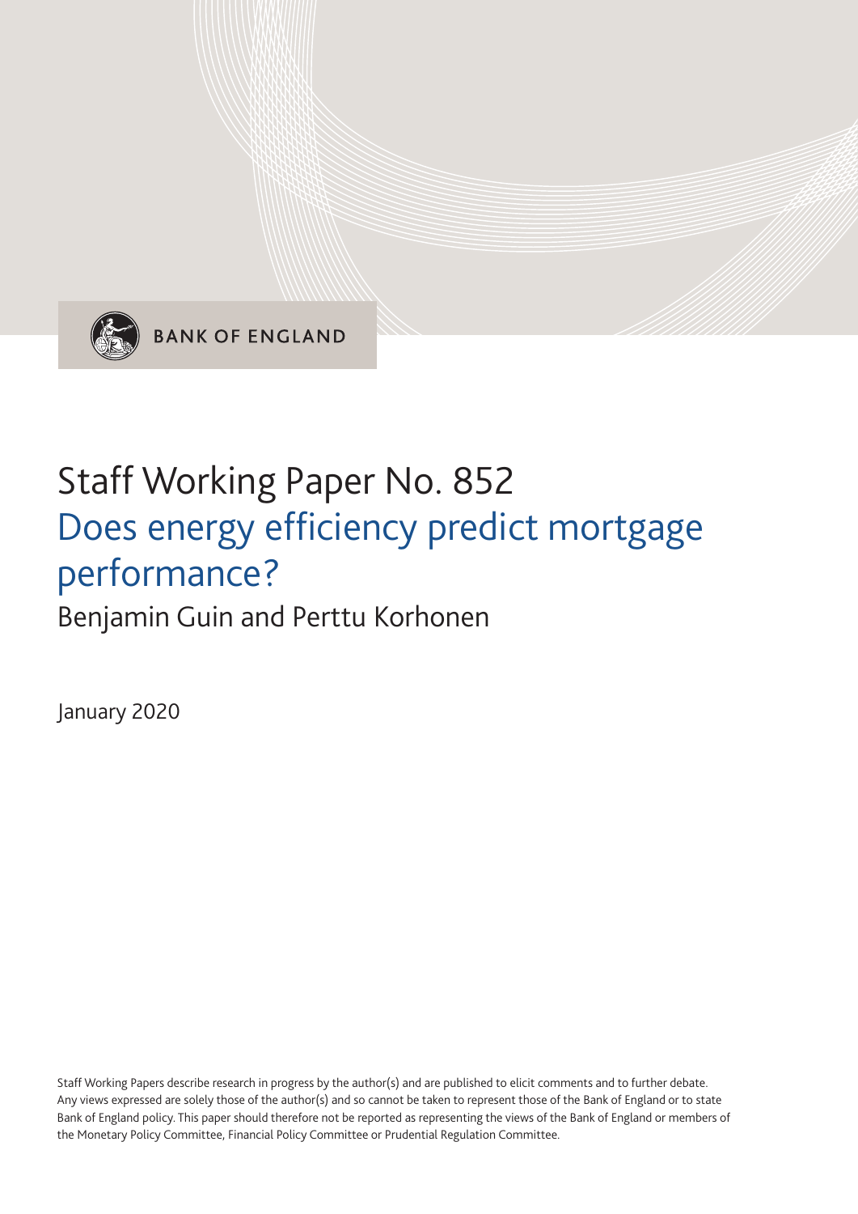BANK OF ENGLAND

# Staff Working Paper No. 852
## Does energy efficiency predict mortgage performance?

Benjamin Guin and Perttu Korhonen

January 2020

Staff Working Papers describe research in progress by the author(s) and are published to elicit comments and to further debate. Any views expressed are solely those of the author(s) and so cannot be taken to represent those of the Bank of England or to state Bank of England policy. This paper should therefore not be reported as representing the views of the Bank of England or members of the Monetary Policy Committee, Financial Policy Committee or Prudential Regulation Committee.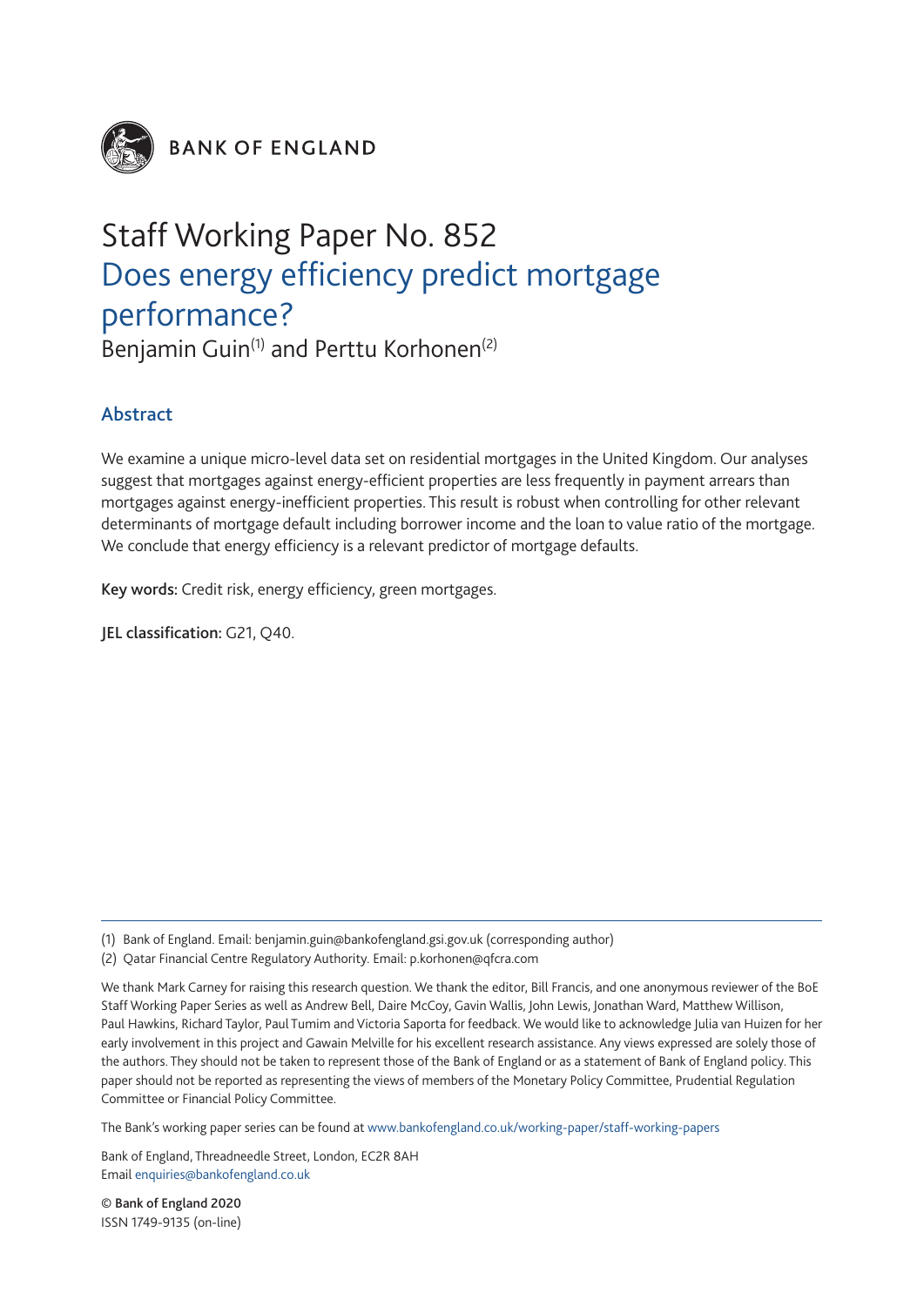BANK OF ENGLAND

# Staff Working Paper No. 852
# Does energy efficiency predict mortgage performance?

Benjamin Guin[(1)] and Perttu Korhonen[(2)]

## Abstract

We examine a unique micro-level data set on residential mortgages in the United Kingdom. Our analyses suggest that mortgages against energy-efficient properties are less frequently in payment arrears than mortgages against energy-inefficient properties. This result is robust when controlling for other relevant determinants of mortgage default including borrower income and the loan to value ratio of the mortgage. We conclude that energy efficiency is a relevant predictor of mortgage defaults.

**Key words:** Credit risk, energy efficiency, green mortgages.

**JEL classification:** G21, Q40.

(1) Bank of England. Email: benjamin.guin@bankofengland.gsi.gov.uk (corresponding author)

(2) Qatar Financial Centre Regulatory Authority. Email: p.korhonen@qfcra.com

We thank Mark Carney for raising this research question. We thank the editor, Bill Francis, and one anonymous reviewer of the BoE Staff Working Paper Series as well as Andrew Bell, Daire McCoy, Gavin Wallis, John Lewis, Jonathan Ward, Matthew Willison, Paul Hawkins, Richard Taylor, Paul Tumim and Victoria Saporta for feedback. We would like to acknowledge Julia van Huizen for her early involvement in this project and Gawain Melville for his excellent research assistance. Any views expressed are solely those of the authors. They should not be taken to represent those of the Bank of England or as a statement of Bank of England policy. This paper should not be reported as representing the views of members of the Monetary Policy Committee, Prudential Regulation Committee or Financial Policy Committee.

The Bank's working paper series can be found at www.bankofengland.co.uk/working-paper/staff-working-papers

Bank of England, Threadneedle Street, London, EC2R 8AH
Email enquiries@bankofengland.co.uk

**© Bank of England 2020**
ISSN 1749-9135 (on-line)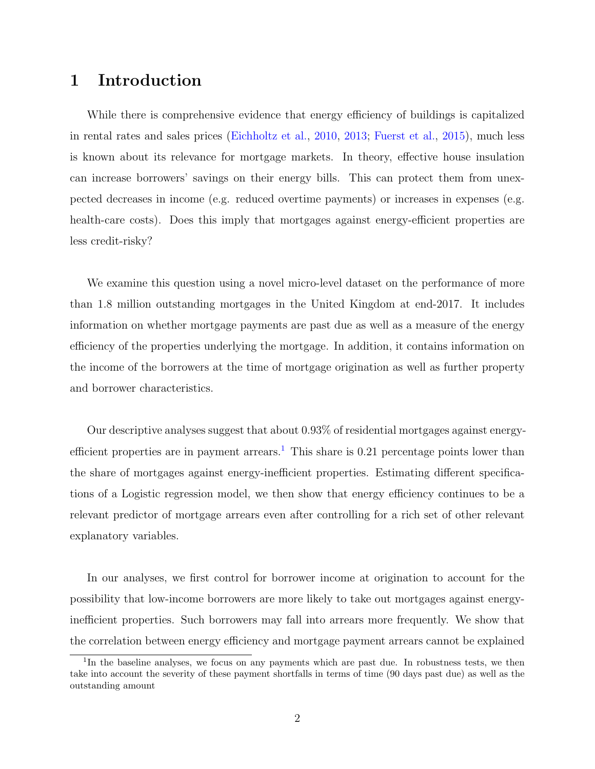# 1 Introduction

While there is comprehensive evidence that energy efficiency of buildings is capitalized in rental rates and sales prices (Eichholtz et al., 2010, 2013; Fuerst et al., 2015), much less is known about its relevance for mortgage markets. In theory, effective house insulation can increase borrowers' savings on their energy bills. This can protect them from unexpected decreases in income (e.g. reduced overtime payments) or increases in expenses (e.g. health-care costs). Does this imply that mortgages against energy-efficient properties are less credit-risky?

We examine this question using a novel micro-level dataset on the performance of more than 1.8 million outstanding mortgages in the United Kingdom at end-2017. It includes information on whether mortgage payments are past due as well as a measure of the energy efficiency of the properties underlying the mortgage. In addition, it contains information on the income of the borrowers at the time of mortgage origination as well as further property and borrower characteristics.

Our descriptive analyses suggest that about 0.93% of residential mortgages against energy-efficient properties are in payment arrears.[1] This share is 0.21 percentage points lower than the share of mortgages against energy-inefficient properties. Estimating different specifications of a Logistic regression model, we then show that energy efficiency continues to be a relevant predictor of mortgage arrears even after controlling for a rich set of other relevant explanatory variables.

In our analyses, we first control for borrower income at origination to account for the possibility that low-income borrowers are more likely to take out mortgages against energy-inefficient properties. Such borrowers may fall into arrears more frequently. We show that the correlation between energy efficiency and mortgage payment arrears cannot be explained

[1] In the baseline analyses, we focus on any payments which are past due. In robustness tests, we then take into account the severity of these payment shortfalls in terms of time (90 days past due) as well as the outstanding amount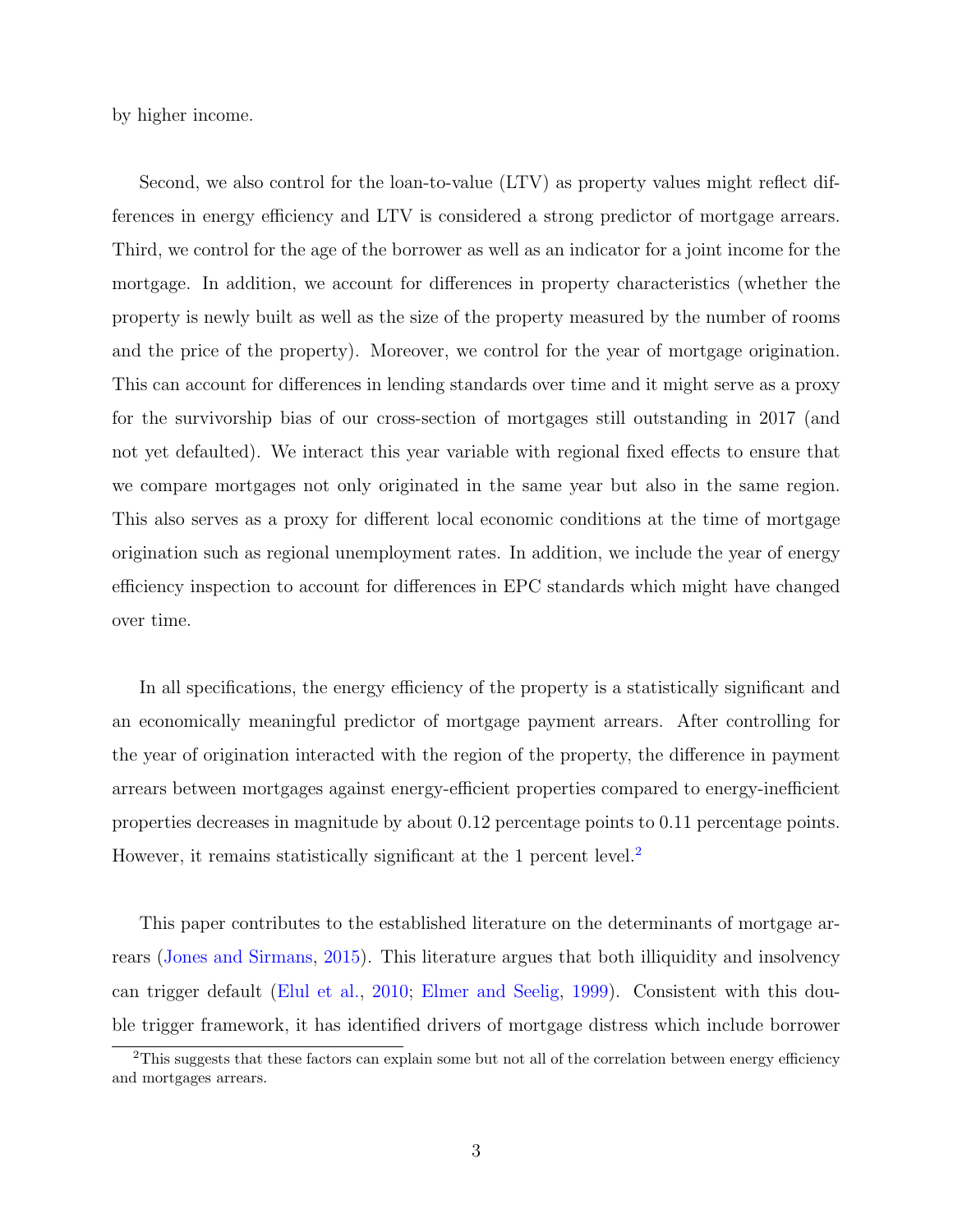by higher income.

Second, we also control for the loan-to-value (LTV) as property values might reflect differences in energy efficiency and LTV is considered a strong predictor of mortgage arrears. Third, we control for the age of the borrower as well as an indicator for a joint income for the mortgage. In addition, we account for differences in property characteristics (whether the property is newly built as well as the size of the property measured by the number of rooms and the price of the property). Moreover, we control for the year of mortgage origination. This can account for differences in lending standards over time and it might serve as a proxy for the survivorship bias of our cross-section of mortgages still outstanding in 2017 (and not yet defaulted). We interact this year variable with regional fixed effects to ensure that we compare mortgages not only originated in the same year but also in the same region. This also serves as a proxy for different local economic conditions at the time of mortgage origination such as regional unemployment rates. In addition, we include the year of energy efficiency inspection to account for differences in EPC standards which might have changed over time.

In all specifications, the energy efficiency of the property is a statistically significant and an economically meaningful predictor of mortgage payment arrears. After controlling for the year of origination interacted with the region of the property, the difference in payment arrears between mortgages against energy-efficient properties compared to energy-inefficient properties decreases in magnitude by about 0.12 percentage points to 0.11 percentage points. However, it remains statistically significant at the 1 percent level.[2]

This paper contributes to the established literature on the determinants of mortgage arrears (Jones and Sirmans, 2015). This literature argues that both illiquidity and insolvency can trigger default (Elul et al., 2010; Elmer and Seelig, 1999). Consistent with this double trigger framework, it has identified drivers of mortgage distress which include borrower

[2] This suggests that these factors can explain some but not all of the correlation between energy efficiency and mortgages arrears.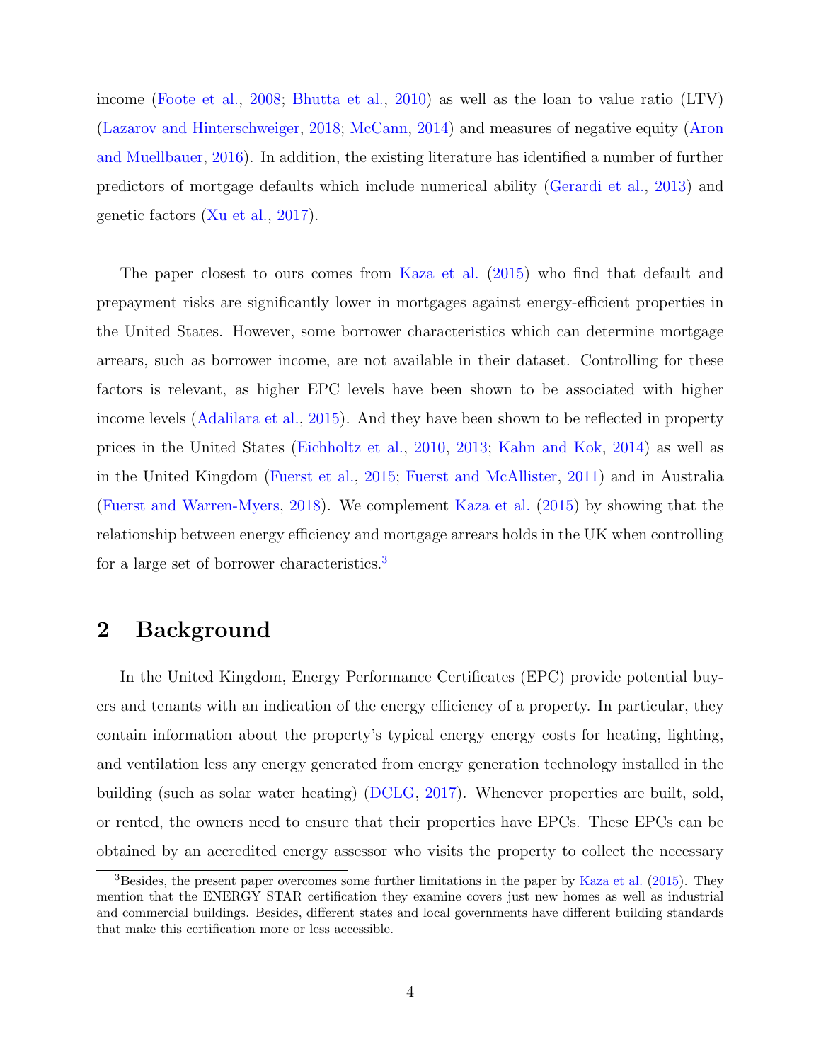income (Foote et al., 2008; Bhutta et al., 2010) as well as the loan to value ratio (LTV) (Lazarov and Hinterschweiger, 2018; McCann, 2014) and measures of negative equity (Aron and Muellbauer, 2016). In addition, the existing literature has identified a number of further predictors of mortgage defaults which include numerical ability (Gerardi et al., 2013) and genetic factors (Xu et al., 2017).

The paper closest to ours comes from Kaza et al. (2015) who find that default and prepayment risks are significantly lower in mortgages against energy-efficient properties in the United States. However, some borrower characteristics which can determine mortgage arrears, such as borrower income, are not available in their dataset. Controlling for these factors is relevant, as higher EPC levels have been shown to be associated with higher income levels (Adalilara et al., 2015). And they have been shown to be reflected in property prices in the United States (Eichholtz et al., 2010, 2013; Kahn and Kok, 2014) as well as in the United Kingdom (Fuerst et al., 2015; Fuerst and McAllister, 2011) and in Australia (Fuerst and Warren-Myers, 2018). We complement Kaza et al. (2015) by showing that the relationship between energy efficiency and mortgage arrears holds in the UK when controlling for a large set of borrower characteristics.[3]

## 2 Background

In the United Kingdom, Energy Performance Certificates (EPC) provide potential buyers and tenants with an indication of the energy efficiency of a property. In particular, they contain information about the property's typical energy energy costs for heating, lighting, and ventilation less any energy generated from energy generation technology installed in the building (such as solar water heating) (DCLG, 2017). Whenever properties are built, sold, or rented, the owners need to ensure that their properties have EPCs. These EPCs can be obtained by an accredited energy assessor who visits the property to collect the necessary

[3] Besides, the present paper overcomes some further limitations in the paper by Kaza et al. (2015). They mention that the ENERGY STAR certification they examine covers just new homes as well as industrial and commercial buildings. Besides, different states and local governments have different building standards that make this certification more or less accessible.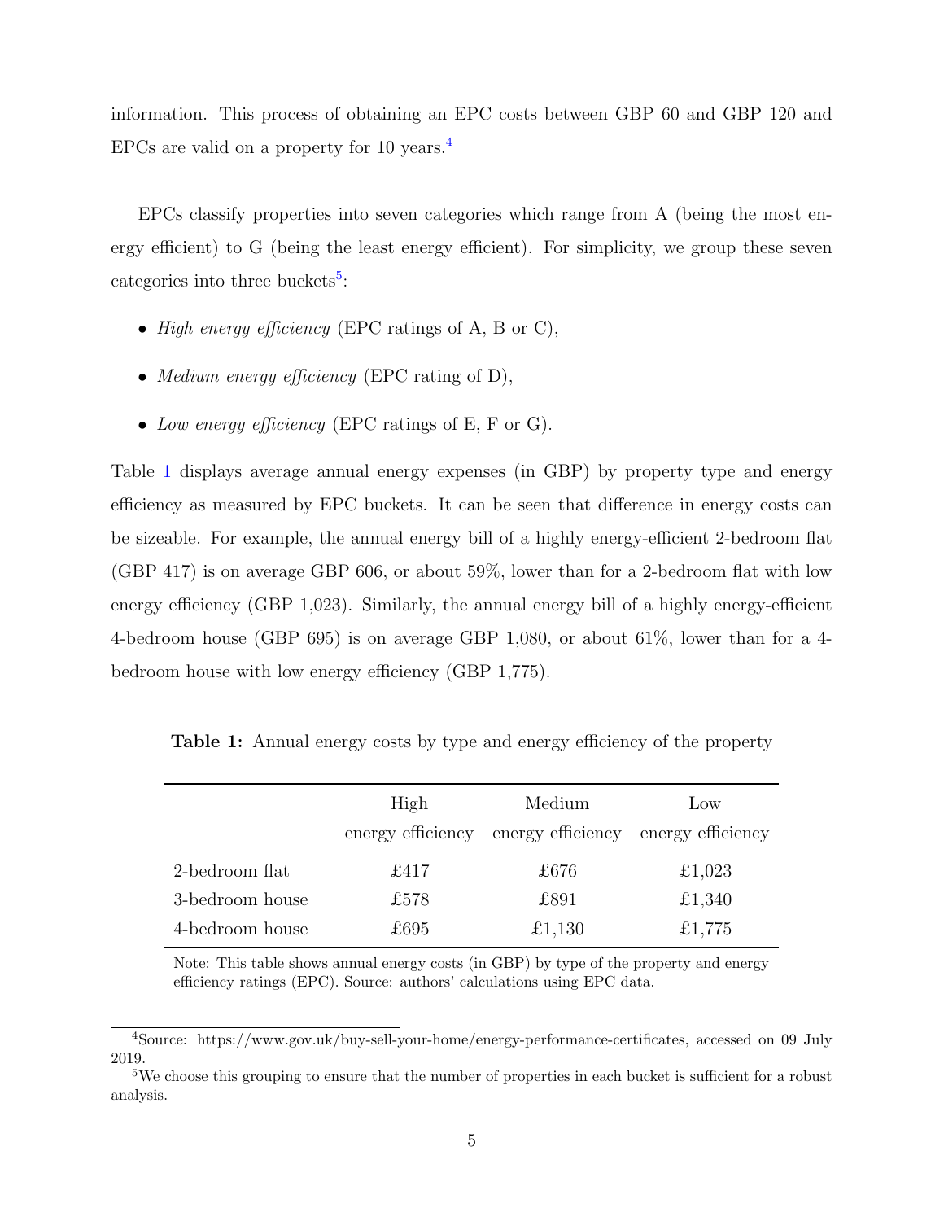information. This process of obtaining an EPC costs between GBP 60 and GBP 120 and EPCs are valid on a property for 10 years.[4]

EPCs classify properties into seven categories which range from A (being the most energy efficient) to G (being the least energy efficient). For simplicity, we group these seven categories into three buckets[5]:

- *High energy efficiency* (EPC ratings of A, B or C),
- *Medium energy efficiency* (EPC rating of D),
- *Low energy efficiency* (EPC ratings of E, F or G).

Table 1 displays average annual energy expenses (in GBP) by property type and energy efficiency as measured by EPC buckets. It can be seen that difference in energy costs can be sizeable. For example, the annual energy bill of a highly energy-efficient 2-bedroom flat (GBP 417) is on average GBP 606, or about 59%, lower than for a 2-bedroom flat with low energy efficiency (GBP 1,023). Similarly, the annual energy bill of a highly energy-efficient 4-bedroom house (GBP 695) is on average GBP 1,080, or about 61%, lower than for a 4-bedroom house with low energy efficiency (GBP 1,775).

**Table 1:** Annual energy costs by type and energy efficiency of the property

| | High energy efficiency | Medium energy efficiency | Low energy efficiency |
|---|---|---|---|
| 2-bedroom flat | £417 | £676 | £1,023 |
| 3-bedroom house | £578 | £891 | £1,340 |
| 4-bedroom house | £695 | £1,130 | £1,775 |

Note: This table shows annual energy costs (in GBP) by type of the property and energy efficiency ratings (EPC). Source: authors' calculations using EPC data.

[4]Source: https://www.gov.uk/buy-sell-your-home/energy-performance-certificates, accessed on 09 July 2019.

[5]We choose this grouping to ensure that the number of properties in each bucket is sufficient for a robust analysis.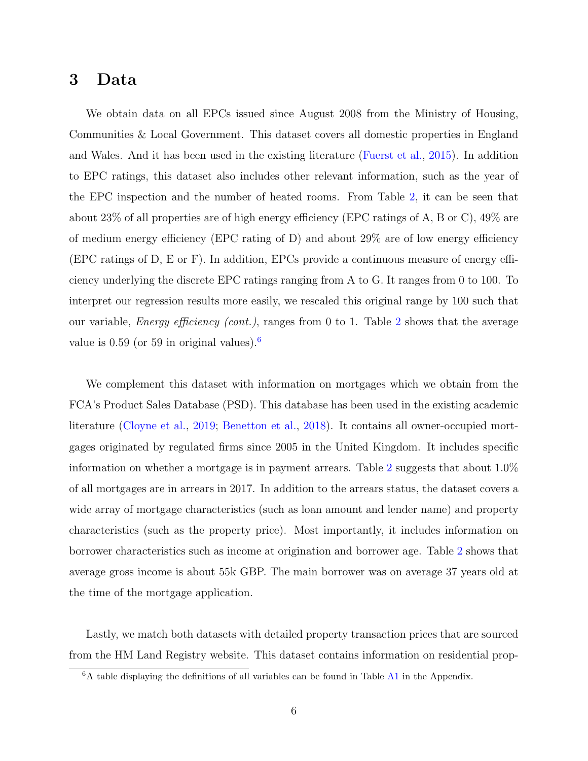# 3 Data

We obtain data on all EPCs issued since August 2008 from the Ministry of Housing, Communities & Local Government. This dataset covers all domestic properties in England and Wales. And it has been used in the existing literature (Fuerst et al., 2015). In addition to EPC ratings, this dataset also includes other relevant information, such as the year of the EPC inspection and the number of heated rooms. From Table 2, it can be seen that about 23% of all properties are of high energy efficiency (EPC ratings of A, B or C), 49% are of medium energy efficiency (EPC rating of D) and about 29% are of low energy efficiency (EPC ratings of D, E or F). In addition, EPCs provide a continuous measure of energy efficiency underlying the discrete EPC ratings ranging from A to G. It ranges from 0 to 100. To interpret our regression results more easily, we rescaled this original range by 100 such that our variable, *Energy efficiency (cont.)*, ranges from 0 to 1. Table 2 shows that the average value is 0.59 (or 59 in original values).[6]

We complement this dataset with information on mortgages which we obtain from the FCA's Product Sales Database (PSD). This database has been used in the existing academic literature (Cloyne et al., 2019; Benetton et al., 2018). It contains all owner-occupied mortgages originated by regulated firms since 2005 in the United Kingdom. It includes specific information on whether a mortgage is in payment arrears. Table 2 suggests that about 1.0% of all mortgages are in arrears in 2017. In addition to the arrears status, the dataset covers a wide array of mortgage characteristics (such as loan amount and lender name) and property characteristics (such as the property price). Most importantly, it includes information on borrower characteristics such as income at origination and borrower age. Table 2 shows that average gross income is about 55k GBP. The main borrower was on average 37 years old at the time of the mortgage application.

Lastly, we match both datasets with detailed property transaction prices that are sourced from the HM Land Registry website. This dataset contains information on residential prop-

[6] A table displaying the definitions of all variables can be found in Table A1 in the Appendix.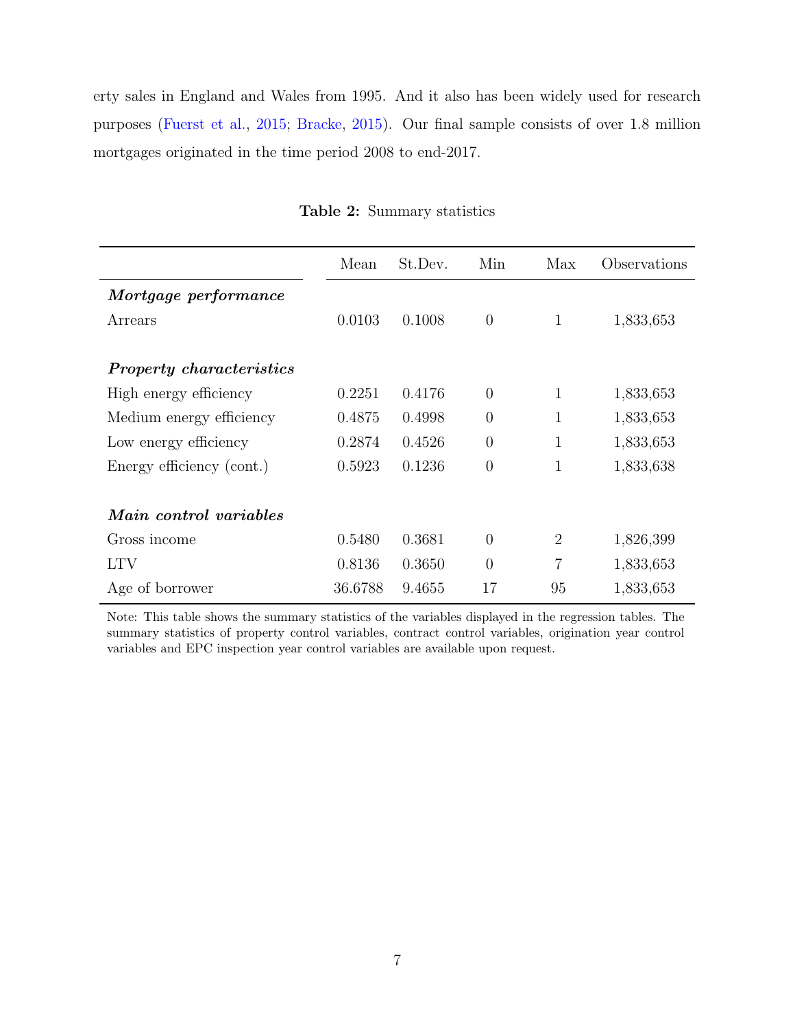erty sales in England and Wales from 1995. And it also has been widely used for research purposes (Fuerst et al., 2015; Bracke, 2015). Our final sample consists of over 1.8 million mortgages originated in the time period 2008 to end-2017.

**Table 2:** Summary statistics

| | Mean | St.Dev. | Min | Max | Observations |
|---|---|---|---|---|---|
| ***Mortgage performance*** | | | | | |
| Arrears | 0.0103 | 0.1008 | 0 | 1 | 1,833,653 |
| ***Property characteristics*** | | | | | |
| High energy efficiency | 0.2251 | 0.4176 | 0 | 1 | 1,833,653 |
| Medium energy efficiency | 0.4875 | 0.4998 | 0 | 1 | 1,833,653 |
| Low energy efficiency | 0.2874 | 0.4526 | 0 | 1 | 1,833,653 |
| Energy efficiency (cont.) | 0.5923 | 0.1236 | 0 | 1 | 1,833,638 |
| ***Main control variables*** | | | | | |
| Gross income | 0.5480 | 0.3681 | 0 | 2 | 1,826,399 |
| LTV | 0.8136 | 0.3650 | 0 | 7 | 1,833,653 |
| Age of borrower | 36.6788 | 9.4655 | 17 | 95 | 1,833,653 |

Note: This table shows the summary statistics of the variables displayed in the regression tables. The summary statistics of property control variables, contract control variables, origination year control variables and EPC inspection year control variables are available upon request.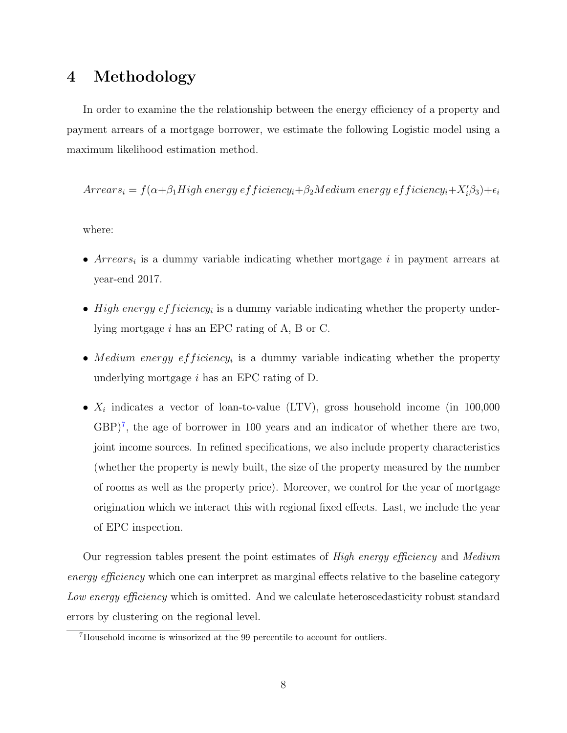# 4 Methodology

In order to examine the the relationship between the energy efficiency of a property and payment arrears of a mortgage borrower, we estimate the following Logistic model using a maximum likelihood estimation method.

$$Arrears_i = f(\alpha + \beta_1 High\,energy\,efficiency_i + \beta_2 Medium\,energy\,efficiency_i + X_i'\beta_3) + \epsilon_i$$

where:

- $Arrears_i$ is a dummy variable indicating whether mortgage $i$ in payment arrears at year-end 2017.
- $High\,energy\,efficiency_i$ is a dummy variable indicating whether the property underlying mortgage $i$ has an EPC rating of A, B or C.
- $Medium\,energy\,efficiency_i$ is a dummy variable indicating whether the property underlying mortgage $i$ has an EPC rating of D.
- $X_i$ indicates a vector of loan-to-value (LTV), gross household income (in 100,000 GBP)[7], the age of borrower in 100 years and an indicator of whether there are two, joint income sources. In refined specifications, we also include property characteristics (whether the property is newly built, the size of the property measured by the number of rooms as well as the property price). Moreover, we control for the year of mortgage origination which we interact this with regional fixed effects. Last, we include the year of EPC inspection.

Our regression tables present the point estimates of *High energy efficiency* and *Medium energy efficiency* which one can interpret as marginal effects relative to the baseline category *Low energy efficiency* which is omitted. And we calculate heteroscedasticity robust standard errors by clustering on the regional level.

[7] Household income is winsorized at the 99 percentile to account for outliers.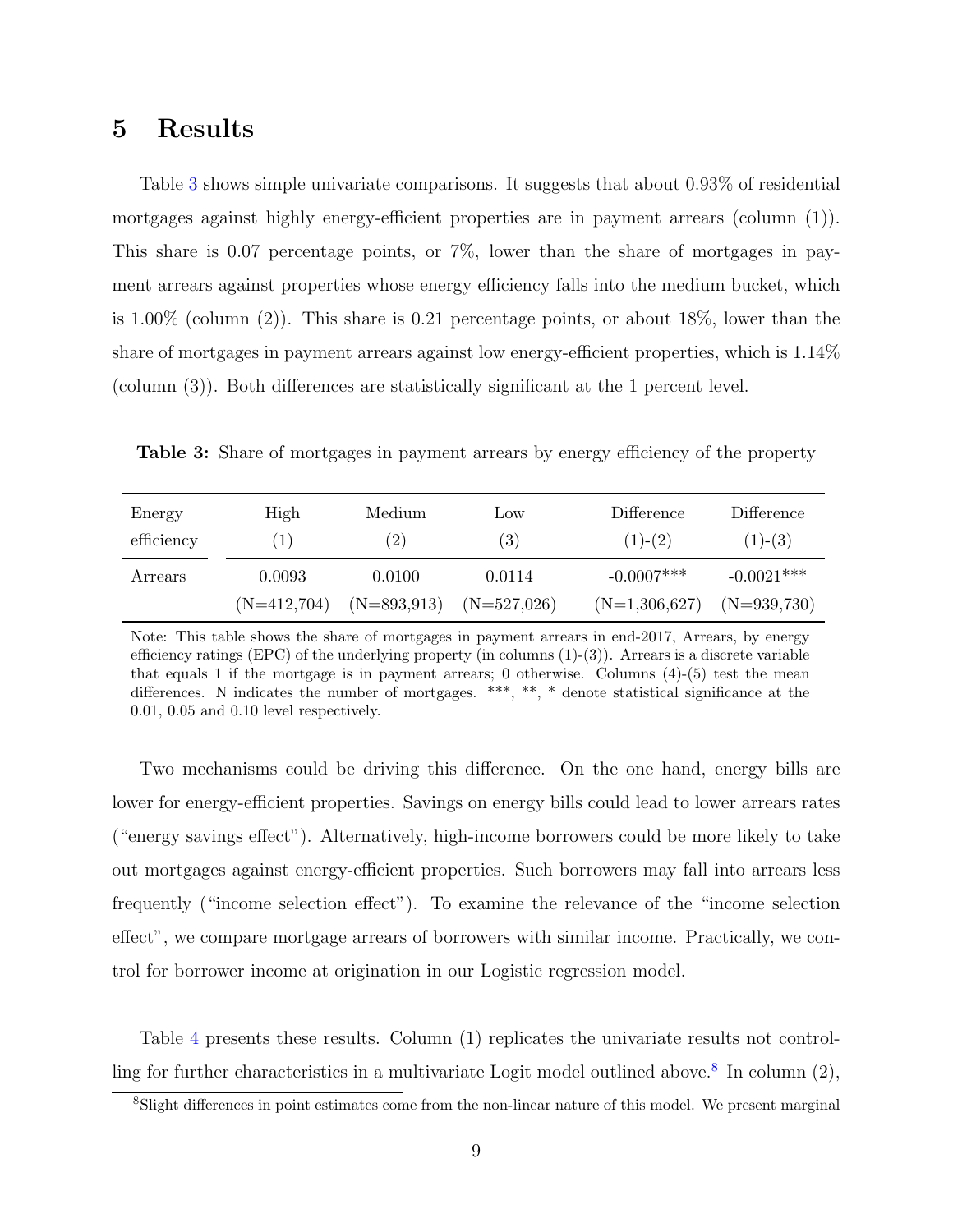# 5 Results

Table 3 shows simple univariate comparisons. It suggests that about 0.93% of residential mortgages against highly energy-efficient properties are in payment arrears (column (1)). This share is 0.07 percentage points, or 7%, lower than the share of mortgages in payment arrears against properties whose energy efficiency falls into the medium bucket, which is 1.00% (column (2)). This share is 0.21 percentage points, or about 18%, lower than the share of mortgages in payment arrears against low energy-efficient properties, which is 1.14% (column (3)). Both differences are statistically significant at the 1 percent level.

**Table 3:** Share of mortgages in payment arrears by energy efficiency of the property

| Energy efficiency | High (1) | Medium (2) | Low (3) | Difference (1)-(2) | Difference (1)-(3) |
|---|---|---|---|---|---|
| Arrears | 0.0093 | 0.0100 | 0.0114 | -0.0007*** | -0.0021*** |
| | (N=412,704) | (N=893,913) | (N=527,026) | (N=1,306,627) | (N=939,730) |

Note: This table shows the share of mortgages in payment arrears in end-2017, Arrears, by energy efficiency ratings (EPC) of the underlying property (in columns (1)-(3)). Arrears is a discrete variable that equals 1 if the mortgage is in payment arrears; 0 otherwise. Columns (4)-(5) test the mean differences. N indicates the number of mortgages. ***, **, * denote statistical significance at the 0.01, 0.05 and 0.10 level respectively.

Two mechanisms could be driving this difference. On the one hand, energy bills are lower for energy-efficient properties. Savings on energy bills could lead to lower arrears rates ("energy savings effect"). Alternatively, high-income borrowers could be more likely to take out mortgages against energy-efficient properties. Such borrowers may fall into arrears less frequently ("income selection effect"). To examine the relevance of the "income selection effect", we compare mortgage arrears of borrowers with similar income. Practically, we control for borrower income at origination in our Logistic regression model.

Table 4 presents these results. Column (1) replicates the univariate results not controlling for further characteristics in a multivariate Logit model outlined above.[8] In column (2),

[8] Slight differences in point estimates come from the non-linear nature of this model. We present marginal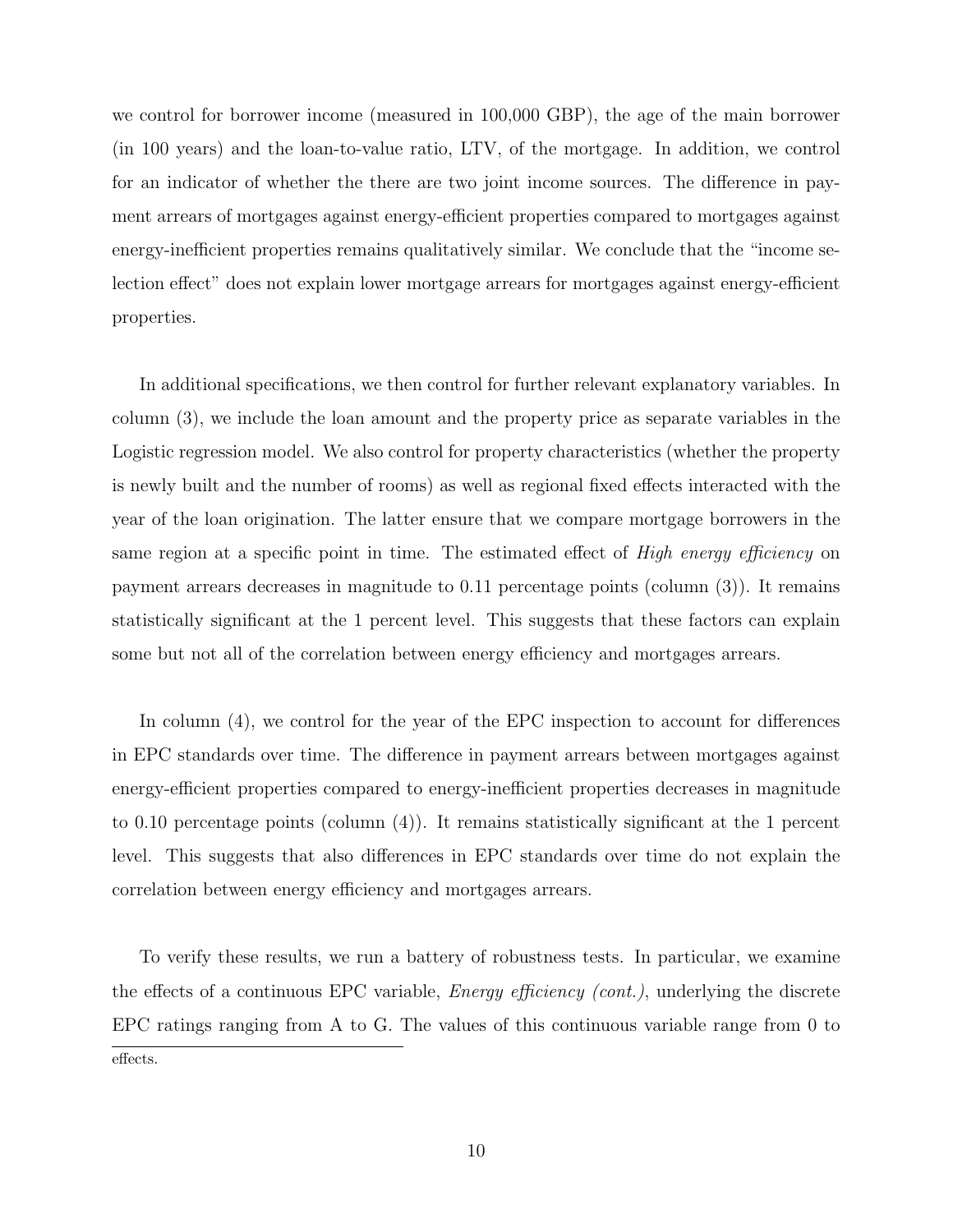we control for borrower income (measured in 100,000 GBP), the age of the main borrower (in 100 years) and the loan-to-value ratio, LTV, of the mortgage. In addition, we control for an indicator of whether the there are two joint income sources. The difference in payment arrears of mortgages against energy-efficient properties compared to mortgages against energy-inefficient properties remains qualitatively similar. We conclude that the "income selection effect" does not explain lower mortgage arrears for mortgages against energy-efficient properties.

In additional specifications, we then control for further relevant explanatory variables. In column (3), we include the loan amount and the property price as separate variables in the Logistic regression model. We also control for property characteristics (whether the property is newly built and the number of rooms) as well as regional fixed effects interacted with the year of the loan origination. The latter ensure that we compare mortgage borrowers in the same region at a specific point in time. The estimated effect of *High energy efficiency* on payment arrears decreases in magnitude to 0.11 percentage points (column (3)). It remains statistically significant at the 1 percent level. This suggests that these factors can explain some but not all of the correlation between energy efficiency and mortgages arrears.

In column (4), we control for the year of the EPC inspection to account for differences in EPC standards over time. The difference in payment arrears between mortgages against energy-efficient properties compared to energy-inefficient properties decreases in magnitude to 0.10 percentage points (column (4)). It remains statistically significant at the 1 percent level. This suggests that also differences in EPC standards over time do not explain the correlation between energy efficiency and mortgages arrears.

To verify these results, we run a battery of robustness tests. In particular, we examine the effects of a continuous EPC variable, *Energy efficiency (cont.)*, underlying the discrete EPC ratings ranging from A to G. The values of this continuous variable range from 0 to

effects.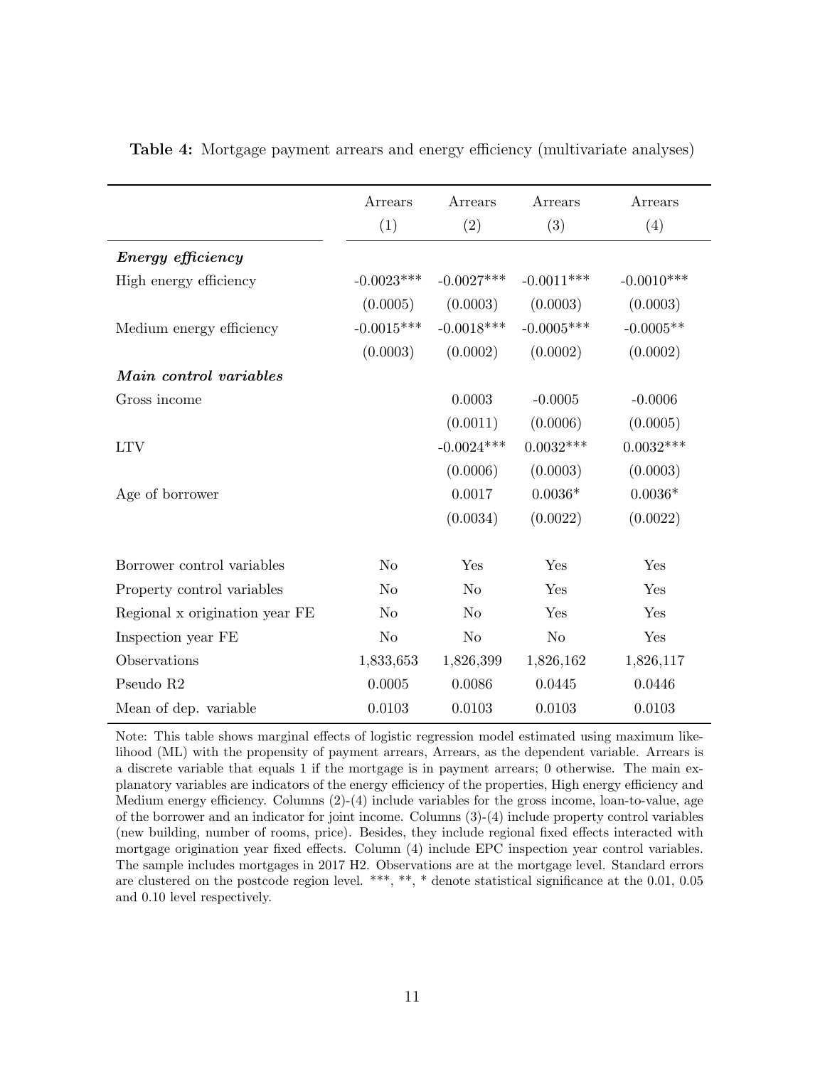**Table 4:** Mortgage payment arrears and energy efficiency (multivariate analyses)

| | Arrears (1) | Arrears (2) | Arrears (3) | Arrears (4) |
|---|---|---|---|---|
| ***Energy efficiency*** | | | | |
| High energy efficiency | -0.0023*** | -0.0027*** | -0.0011*** | -0.0010*** |
| | (0.0005) | (0.0003) | (0.0003) | (0.0003) |
| Medium energy efficiency | -0.0015*** | -0.0018*** | -0.0005*** | -0.0005** |
| | (0.0003) | (0.0002) | (0.0002) | (0.0002) |
| ***Main control variables*** | | | | |
| Gross income | | 0.0003 | -0.0005 | -0.0006 |
| | | (0.0011) | (0.0006) | (0.0005) |
| LTV | | -0.0024*** | 0.0032*** | 0.0032*** |
| | | (0.0006) | (0.0003) | (0.0003) |
| Age of borrower | | 0.0017 | 0.0036* | 0.0036* |
| | | (0.0034) | (0.0022) | (0.0022) |
| Borrower control variables | No | Yes | Yes | Yes |
| Property control variables | No | No | Yes | Yes |
| Regional x origination year FE | No | No | Yes | Yes |
| Inspection year FE | No | No | No | Yes |
| Observations | 1,833,653 | 1,826,399 | 1,826,162 | 1,826,117 |
| Pseudo R2 | 0.0005 | 0.0086 | 0.0445 | 0.0446 |
| Mean of dep. variable | 0.0103 | 0.0103 | 0.0103 | 0.0103 |

Note: This table shows marginal effects of logistic regression model estimated using maximum likelihood (ML) with the propensity of payment arrears, Arrears, as the dependent variable. Arrears is a discrete variable that equals 1 if the mortgage is in payment arrears; 0 otherwise. The main explanatory variables are indicators of the energy efficiency of the properties, High energy efficiency and Medium energy efficiency. Columns (2)-(4) include variables for the gross income, loan-to-value, age of the borrower and an indicator for joint income. Columns (3)-(4) include property control variables (new building, number of rooms, price). Besides, they include regional fixed effects interacted with mortgage origination year fixed effects. Column (4) include EPC inspection year control variables. The sample includes mortgages in 2017 H2. Observations are at the mortgage level. Standard errors are clustered on the postcode region level. ***, **, * denote statistical significance at the 0.01, 0.05 and 0.10 level respectively.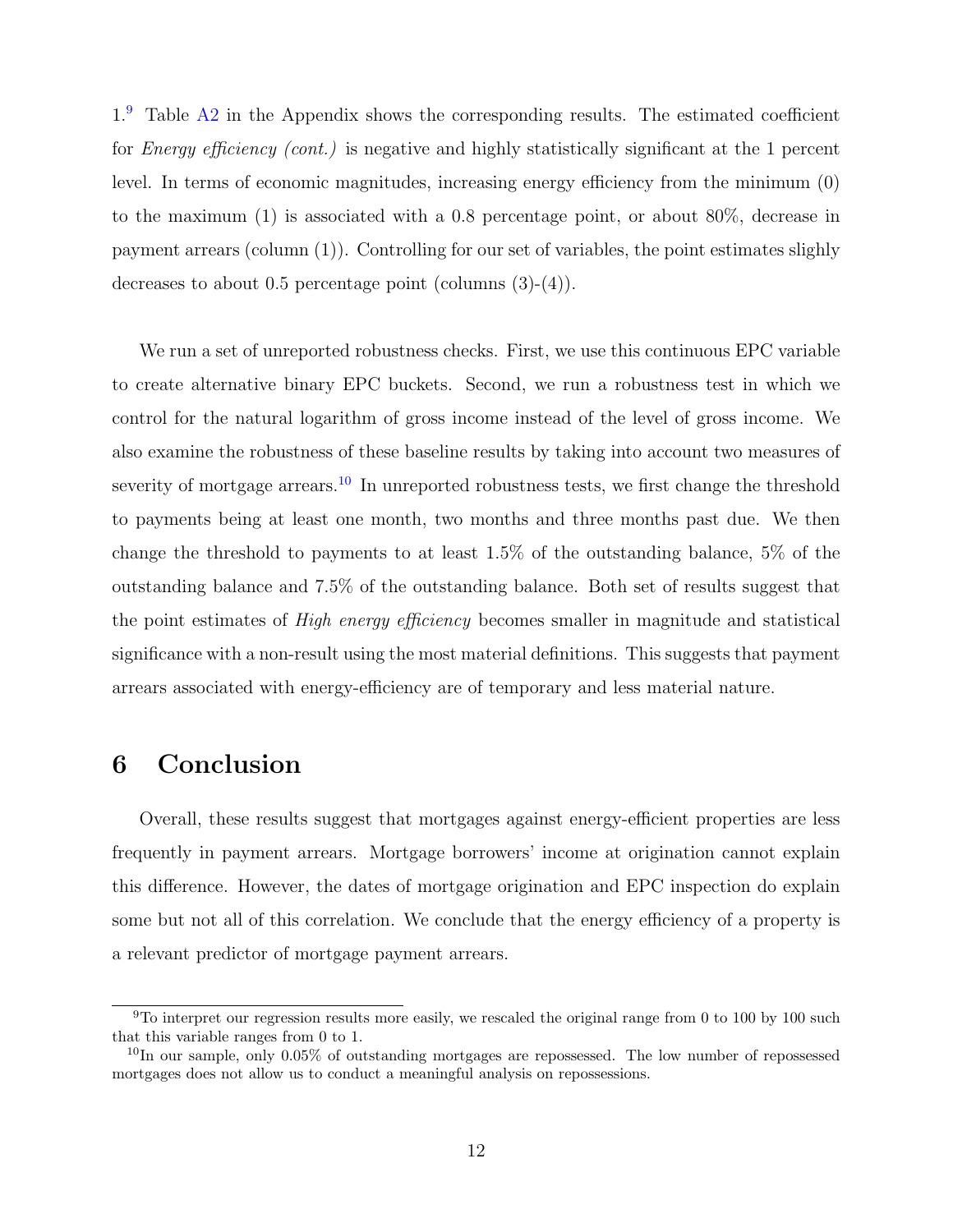1.[9] Table A2 in the Appendix shows the corresponding results. The estimated coefficient for *Energy efficiency (cont.)* is negative and highly statistically significant at the 1 percent level. In terms of economic magnitudes, increasing energy efficiency from the minimum (0) to the maximum (1) is associated with a 0.8 percentage point, or about 80%, decrease in payment arrears (column (1)). Controlling for our set of variables, the point estimates slighly decreases to about 0.5 percentage point (columns (3)-(4)).

We run a set of unreported robustness checks. First, we use this continuous EPC variable to create alternative binary EPC buckets. Second, we run a robustness test in which we control for the natural logarithm of gross income instead of the level of gross income. We also examine the robustness of these baseline results by taking into account two measures of severity of mortgage arrears.[10] In unreported robustness tests, we first change the threshold to payments being at least one month, two months and three months past due. We then change the threshold to payments to at least 1.5% of the outstanding balance, 5% of the outstanding balance and 7.5% of the outstanding balance. Both set of results suggest that the point estimates of *High energy efficiency* becomes smaller in magnitude and statistical significance with a non-result using the most material definitions. This suggests that payment arrears associated with energy-efficiency are of temporary and less material nature.

# 6 Conclusion

Overall, these results suggest that mortgages against energy-efficient properties are less frequently in payment arrears. Mortgage borrowers' income at origination cannot explain this difference. However, the dates of mortgage origination and EPC inspection do explain some but not all of this correlation. We conclude that the energy efficiency of a property is a relevant predictor of mortgage payment arrears.

---

[9] To interpret our regression results more easily, we rescaled the original range from 0 to 100 by 100 such that this variable ranges from 0 to 1.

[10] In our sample, only 0.05% of outstanding mortgages are repossessed. The low number of repossessed mortgages does not allow us to conduct a meaningful analysis on repossessions.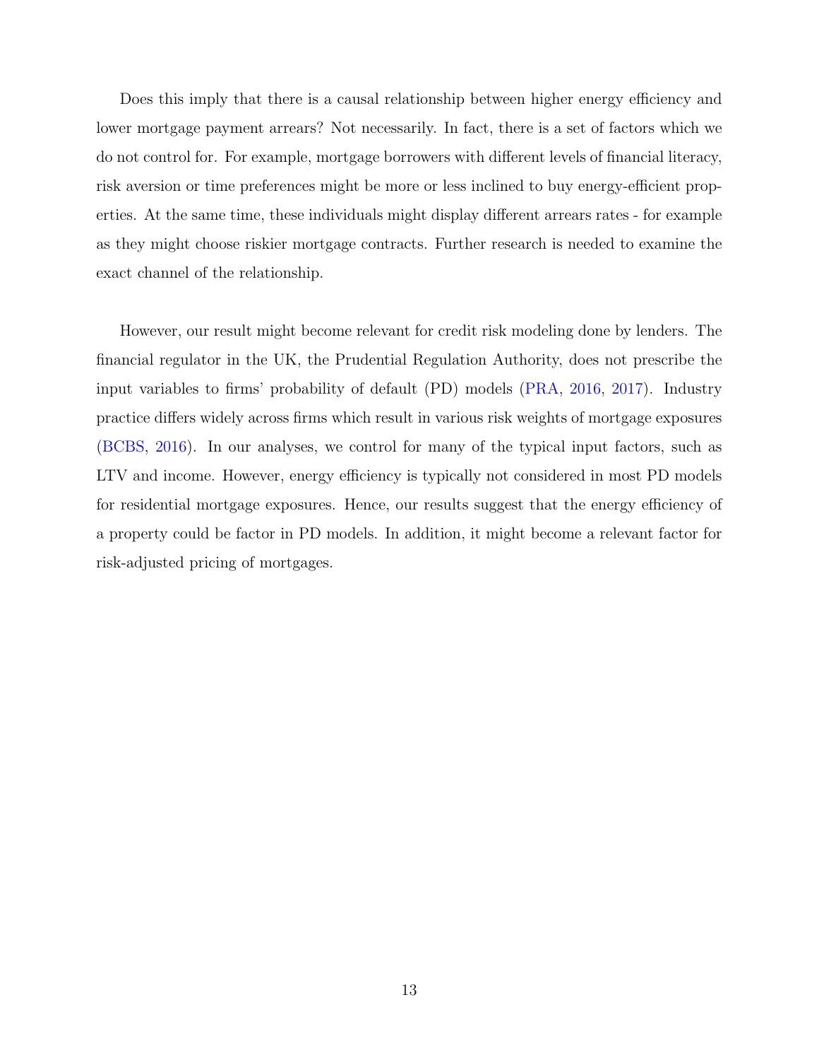Does this imply that there is a causal relationship between higher energy efficiency and lower mortgage payment arrears? Not necessarily. In fact, there is a set of factors which we do not control for. For example, mortgage borrowers with different levels of financial literacy, risk aversion or time preferences might be more or less inclined to buy energy-efficient properties. At the same time, these individuals might display different arrears rates - for example as they might choose riskier mortgage contracts. Further research is needed to examine the exact channel of the relationship.

However, our result might become relevant for credit risk modeling done by lenders. The financial regulator in the UK, the Prudential Regulation Authority, does not prescribe the input variables to firms' probability of default (PD) models (PRA, 2016, 2017). Industry practice differs widely across firms which result in various risk weights of mortgage exposures (BCBS, 2016). In our analyses, we control for many of the typical input factors, such as LTV and income. However, energy efficiency is typically not considered in most PD models for residential mortgage exposures. Hence, our results suggest that the energy efficiency of a property could be factor in PD models. In addition, it might become a relevant factor for risk-adjusted pricing of mortgages.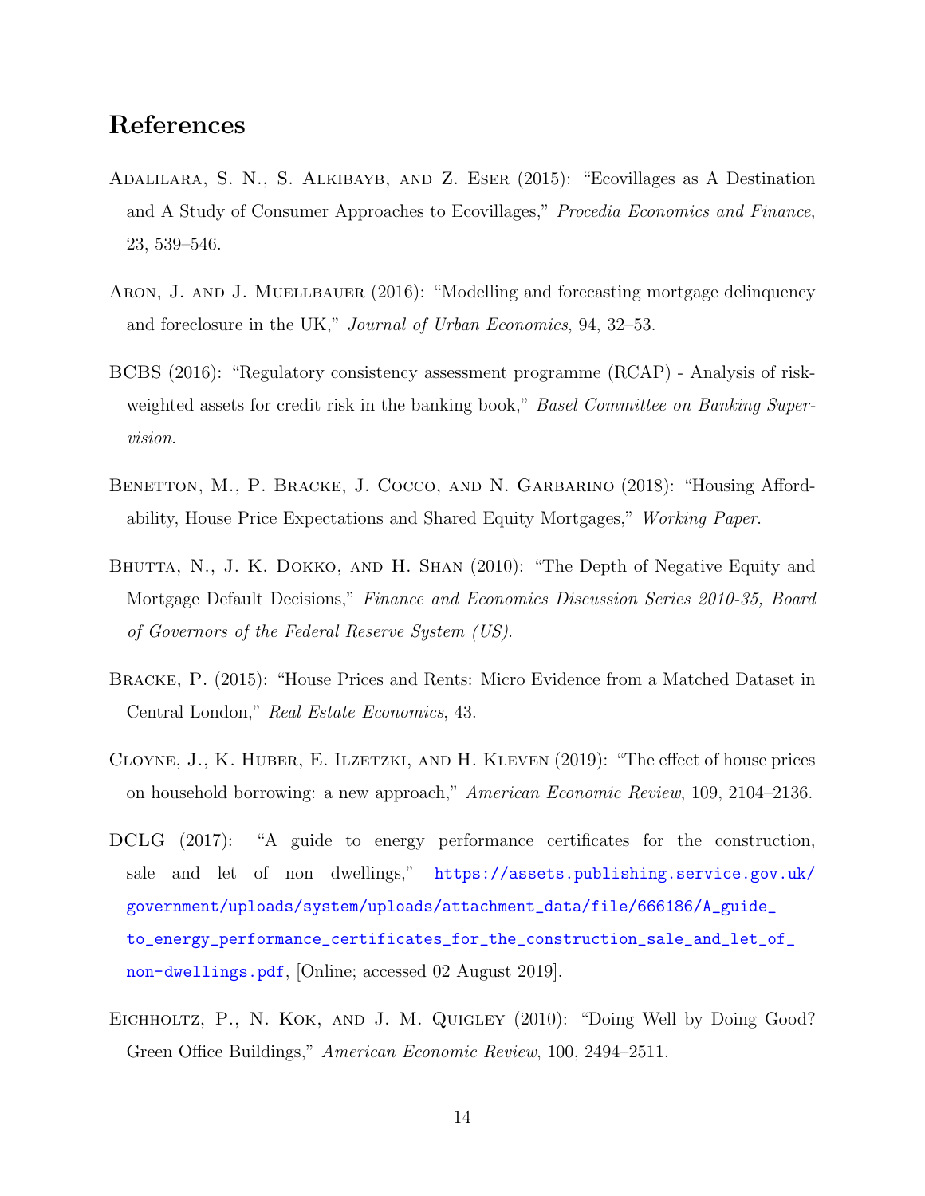## References

Adalilara, S. N., S. Alkibayb, and Z. Eser (2015): "Ecovillages as A Destination and A Study of Consumer Approaches to Ecovillages," *Procedia Economics and Finance*, 23, 539–546.

Aron, J. and J. Muellbauer (2016): "Modelling and forecasting mortgage delinquency and foreclosure in the UK," *Journal of Urban Economics*, 94, 32–53.

BCBS (2016): "Regulatory consistency assessment programme (RCAP) - Analysis of risk-weighted assets for credit risk in the banking book," *Basel Committee on Banking Supervision.*

Benetton, M., P. Bracke, J. Cocco, and N. Garbarino (2018): "Housing Affordability, House Price Expectations and Shared Equity Mortgages," *Working Paper.*

Bhutta, N., J. K. Dokko, and H. Shan (2010): "The Depth of Negative Equity and Mortgage Default Decisions," *Finance and Economics Discussion Series 2010-35, Board of Governors of the Federal Reserve System (US).*

Bracke, P. (2015): "House Prices and Rents: Micro Evidence from a Matched Dataset in Central London," *Real Estate Economics*, 43.

Cloyne, J., K. Huber, E. Ilzetzki, and H. Kleven (2019): "The effect of house prices on household borrowing: a new approach," *American Economic Review*, 109, 2104–2136.

DCLG (2017): "A guide to energy performance certificates for the construction, sale and let of non dwellings," https://assets.publishing.service.gov.uk/government/uploads/system/uploads/attachment_data/file/666186/A_guide_to_energy_performance_certificates_for_the_construction_sale_and_let_of_non-dwellings.pdf, [Online; accessed 02 August 2019].

Eichholtz, P., N. Kok, and J. M. Quigley (2010): "Doing Well by Doing Good? Green Office Buildings," *American Economic Review*, 100, 2494–2511.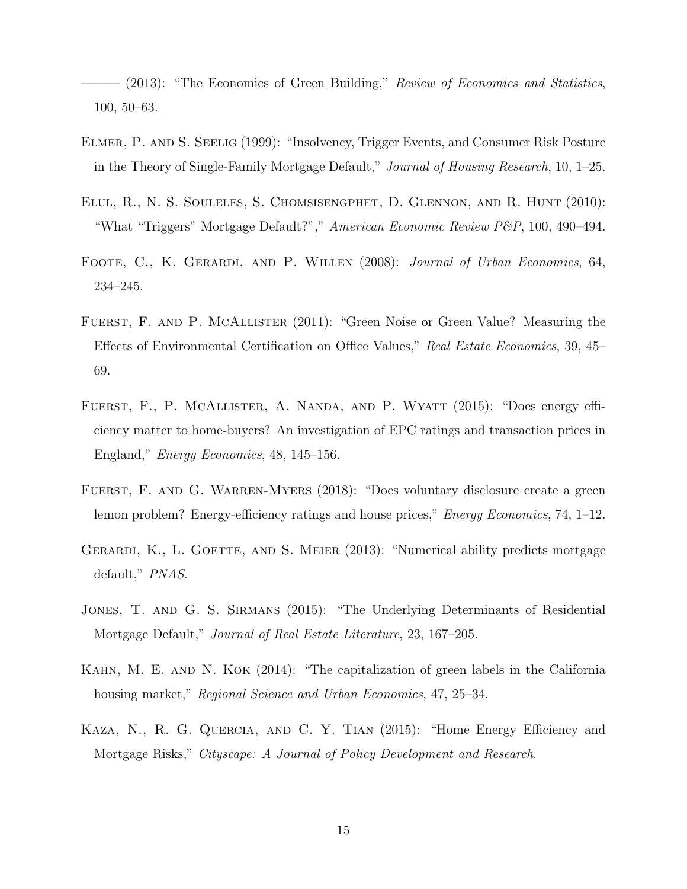——— (2013): "The Economics of Green Building," *Review of Economics and Statistics*, 100, 50–63.

Elmer, P. and S. Seelig (1999): "Insolvency, Trigger Events, and Consumer Risk Posture in the Theory of Single-Family Mortgage Default," *Journal of Housing Research*, 10, 1–25.

Elul, R., N. S. Souleles, S. Chomsisengphet, D. Glennon, and R. Hunt (2010): "What "Triggers" Mortgage Default?"," *American Economic Review P&P*, 100, 490–494.

Foote, C., K. Gerardi, and P. Willen (2008): *Journal of Urban Economics*, 64, 234–245.

Fuerst, F. and P. McAllister (2011): "Green Noise or Green Value? Measuring the Effects of Environmental Certification on Office Values," *Real Estate Economics*, 39, 45–69.

Fuerst, F., P. McAllister, A. Nanda, and P. Wyatt (2015): "Does energy efficiency matter to home-buyers? An investigation of EPC ratings and transaction prices in England," *Energy Economics*, 48, 145–156.

Fuerst, F. and G. Warren-Myers (2018): "Does voluntary disclosure create a green lemon problem? Energy-efficiency ratings and house prices," *Energy Economics*, 74, 1–12.

Gerardi, K., L. Goette, and S. Meier (2013): "Numerical ability predicts mortgage default," *PNAS*.

Jones, T. and G. S. Sirmans (2015): "The Underlying Determinants of Residential Mortgage Default," *Journal of Real Estate Literature*, 23, 167–205.

Kahn, M. E. and N. Kok (2014): "The capitalization of green labels in the California housing market," *Regional Science and Urban Economics*, 47, 25–34.

Kaza, N., R. G. Quercia, and C. Y. Tian (2015): "Home Energy Efficiency and Mortgage Risks," *Cityscape: A Journal of Policy Development and Research*.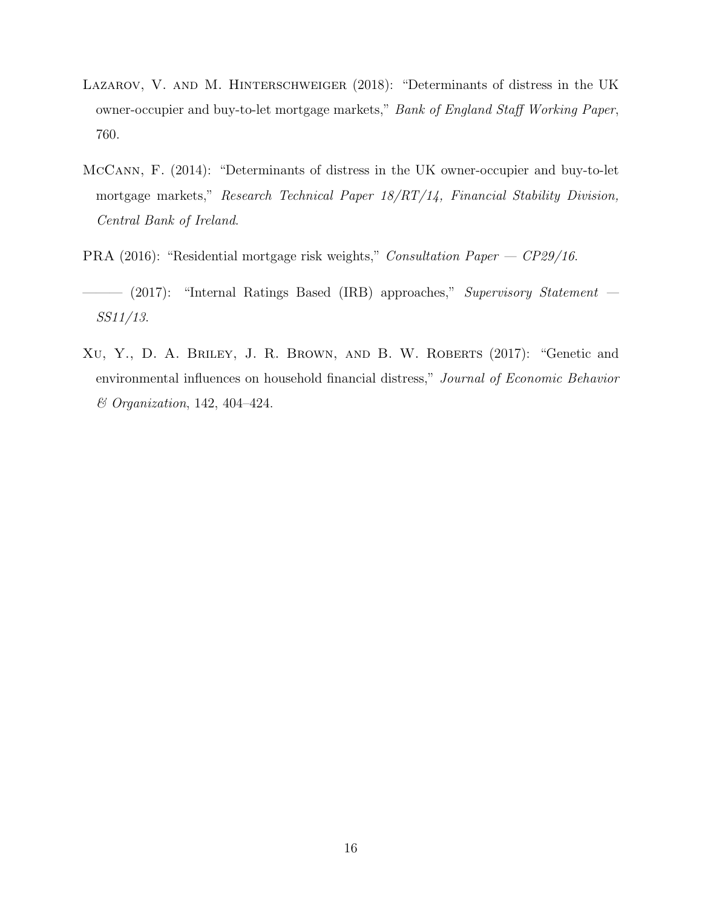Lazarov, V. and M. Hinterschweiger (2018): "Determinants of distress in the UK owner-occupier and buy-to-let mortgage markets," *Bank of England Staff Working Paper*, 760.

McCann, F. (2014): "Determinants of distress in the UK owner-occupier and buy-to-let mortgage markets," *Research Technical Paper 18/RT/14, Financial Stability Division, Central Bank of Ireland*.

PRA (2016): "Residential mortgage risk weights," *Consultation Paper — CP29/16*.

——— (2017): "Internal Ratings Based (IRB) approaches," *Supervisory Statement — SS11/13*.

Xu, Y., D. A. Briley, J. R. Brown, and B. W. Roberts (2017): "Genetic and environmental influences on household financial distress," *Journal of Economic Behavior & Organization*, 142, 404–424.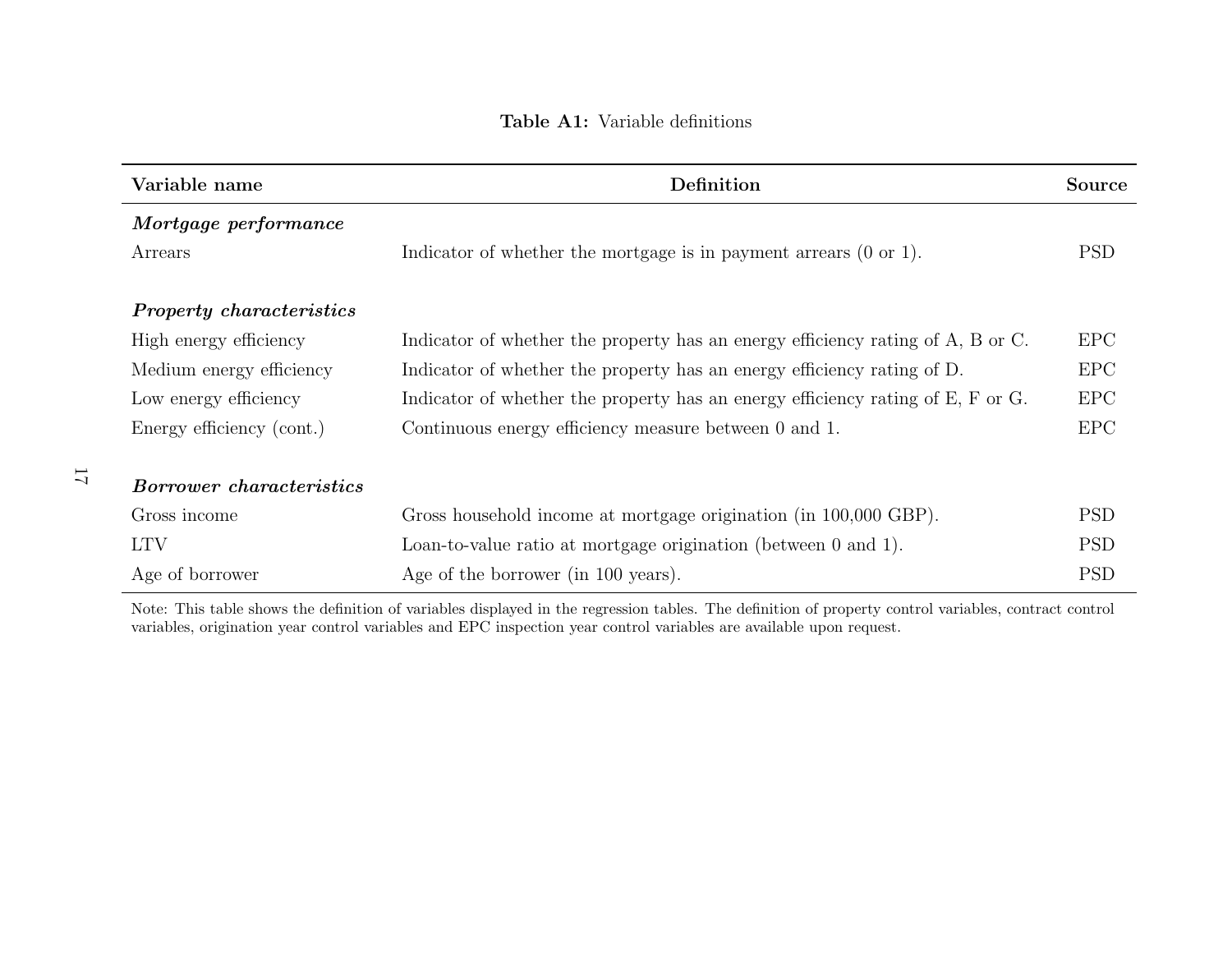**Table A1:** Variable definitions

| Variable name | Definition | Source |
|---|---|---|
| ***Mortgage performance*** | | |
| Arrears | Indicator of whether the mortgage is in payment arrears (0 or 1). | PSD |
| ***Property characteristics*** | | |
| High energy efficiency | Indicator of whether the property has an energy efficiency rating of A, B or C. | EPC |
| Medium energy efficiency | Indicator of whether the property has an energy efficiency rating of D. | EPC |
| Low energy efficiency | Indicator of whether the property has an energy efficiency rating of E, F or G. | EPC |
| Energy efficiency (cont.) | Continuous energy efficiency measure between 0 and 1. | EPC |
| ***Borrower characteristics*** | | |
| Gross income | Gross household income at mortgage origination (in 100,000 GBP). | PSD |
| LTV | Loan-to-value ratio at mortgage origination (between 0 and 1). | PSD |
| Age of borrower | Age of the borrower (in 100 years). | PSD |

Note: This table shows the definition of variables displayed in the regression tables. The definition of property control variables, contract control variables, origination year control variables and EPC inspection year control variables are available upon request.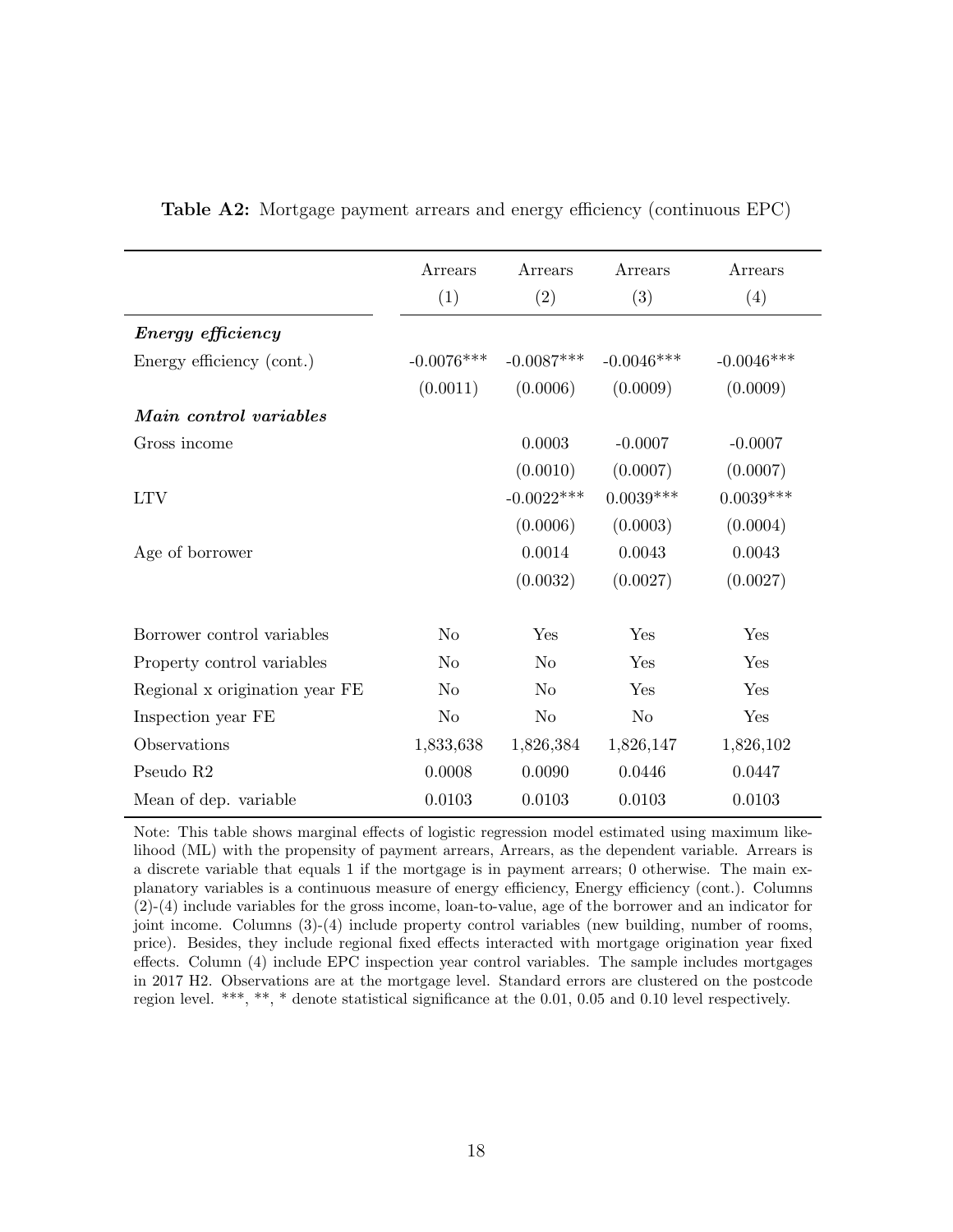**Table A2:** Mortgage payment arrears and energy efficiency (continuous EPC)

| | Arrears<br>(1) | Arrears<br>(2) | Arrears<br>(3) | Arrears<br>(4) |
|---|---|---|---|---|
| ***Energy efficiency*** | | | | |
| Energy efficiency (cont.) | -0.0076*** | -0.0087*** | -0.0046*** | -0.0046*** |
| | (0.0011) | (0.0006) | (0.0009) | (0.0009) |
| ***Main control variables*** | | | | |
| Gross income | | 0.0003 | -0.0007 | -0.0007 |
| | | (0.0010) | (0.0007) | (0.0007) |
| LTV | | -0.0022*** | 0.0039*** | 0.0039*** |
| | | (0.0006) | (0.0003) | (0.0004) |
| Age of borrower | | 0.0014 | 0.0043 | 0.0043 |
| | | (0.0032) | (0.0027) | (0.0027) |
| Borrower control variables | No | Yes | Yes | Yes |
| Property control variables | No | No | Yes | Yes |
| Regional x origination year FE | No | No | Yes | Yes |
| Inspection year FE | No | No | No | Yes |
| Observations | 1,833,638 | 1,826,384 | 1,826,147 | 1,826,102 |
| Pseudo R2 | 0.0008 | 0.0090 | 0.0446 | 0.0447 |
| Mean of dep. variable | 0.0103 | 0.0103 | 0.0103 | 0.0103 |

Note: This table shows marginal effects of logistic regression model estimated using maximum likelihood (ML) with the propensity of payment arrears, Arrears, as the dependent variable. Arrears is a discrete variable that equals 1 if the mortgage is in payment arrears; 0 otherwise. The main explanatory variables is a continuous measure of energy efficiency, Energy efficiency (cont.). Columns (2)-(4) include variables for the gross income, loan-to-value, age of the borrower and an indicator for joint income. Columns (3)-(4) include property control variables (new building, number of rooms, price). Besides, they include regional fixed effects interacted with mortgage origination year fixed effects. Column (4) include EPC inspection year control variables. The sample includes mortgages in 2017 H2. Observations are at the mortgage level. Standard errors are clustered on the postcode region level. ***, **, * denote statistical significance at the 0.01, 0.05 and 0.10 level respectively.